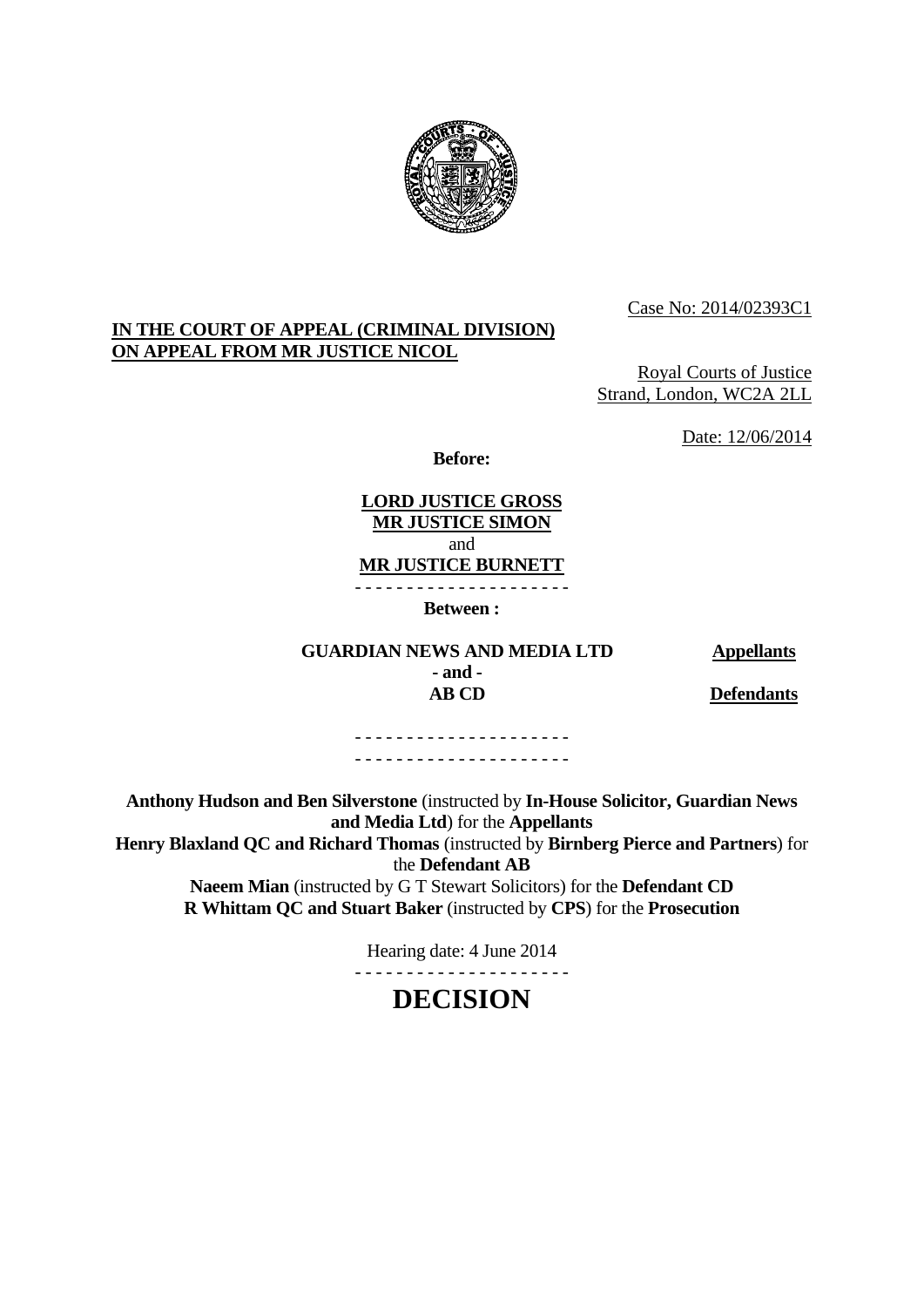Case No: 2014/02393C1

**IN THE COURT OF APPEAL (CRIMINAL DIVISION)**
**ON APPEAL FROM MR JUSTICE NICOL**

Royal Courts of Justice
Strand, London, WC2A 2LL

Date: 12/06/2014

**Before:**

**LORD JUSTICE GROSS**
**MR JUSTICE SIMON**
and
**MR JUSTICE BURNETT**

- - - - - - - - - - - - - - - - - - - - -

**Between :**

| | |
|---|---|
| **GUARDIAN NEWS AND MEDIA LTD** | **Appellants** |
| **- and -** | |
| **AB CD** | **Defendants** |

- - - - - - - - - - - - - - - - - - - - -
- - - - - - - - - - - - - - - - - - - - -

**Anthony Hudson and Ben Silverstone** (instructed by **In-House Solicitor, Guardian News and Media Ltd**) for the **Appellants**
**Henry Blaxland QC and Richard Thomas** (instructed by **Birnberg Pierce and Partners**) for the **Defendant AB**
**Naeem Mian** (instructed by G T Stewart Solicitors) for the **Defendant CD**
**R Whittam QC and Stuart Baker** (instructed by **CPS**) for the **Prosecution**

Hearing date: 4 June 2014

- - - - - - - - - - - - - - - - - - - - -

# DECISION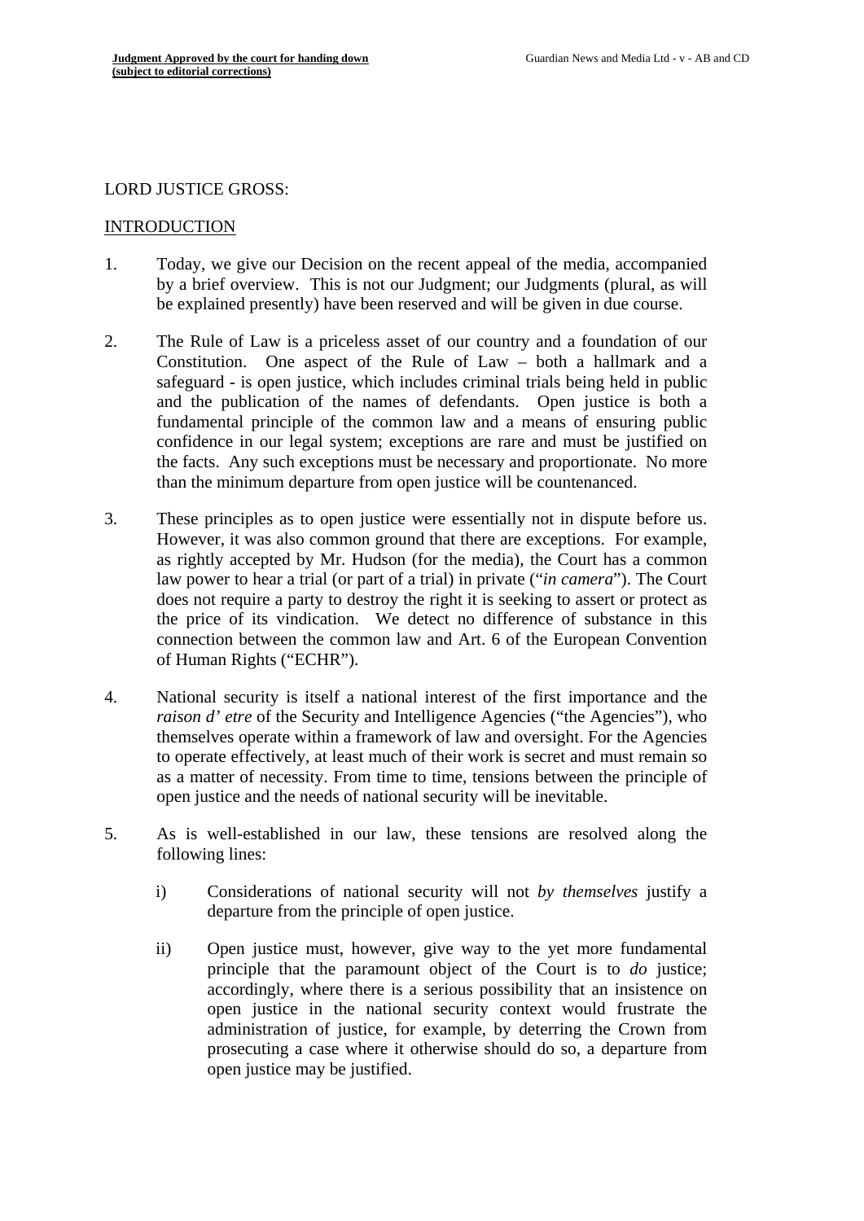LORD JUSTICE GROSS:

INTRODUCTION

1. Today, we give our Decision on the recent appeal of the media, accompanied by a brief overview. This is not our Judgment; our Judgments (plural, as will be explained presently) have been reserved and will be given in due course.

2. The Rule of Law is a priceless asset of our country and a foundation of our Constitution. One aspect of the Rule of Law – both a hallmark and a safeguard - is open justice, which includes criminal trials being held in public and the publication of the names of defendants. Open justice is both a fundamental principle of the common law and a means of ensuring public confidence in our legal system; exceptions are rare and must be justified on the facts. Any such exceptions must be necessary and proportionate. No more than the minimum departure from open justice will be countenanced.

3. These principles as to open justice were essentially not in dispute before us. However, it was also common ground that there are exceptions. For example, as rightly accepted by Mr. Hudson (for the media), the Court has a common law power to hear a trial (or part of a trial) in private ("*in camera*"). The Court does not require a party to destroy the right it is seeking to assert or protect as the price of its vindication. We detect no difference of substance in this connection between the common law and Art. 6 of the European Convention of Human Rights ("ECHR").

4. National security is itself a national interest of the first importance and the *raison d' etre* of the Security and Intelligence Agencies ("the Agencies"), who themselves operate within a framework of law and oversight. For the Agencies to operate effectively, at least much of their work is secret and must remain so as a matter of necessity. From time to time, tensions between the principle of open justice and the needs of national security will be inevitable.

5. As is well-established in our law, these tensions are resolved along the following lines:

   i) Considerations of national security will not *by themselves* justify a departure from the principle of open justice.

   ii) Open justice must, however, give way to the yet more fundamental principle that the paramount object of the Court is to *do* justice; accordingly, where there is a serious possibility that an insistence on open justice in the national security context would frustrate the administration of justice, for example, by deterring the Crown from prosecuting a case where it otherwise should do so, a departure from open justice may be justified.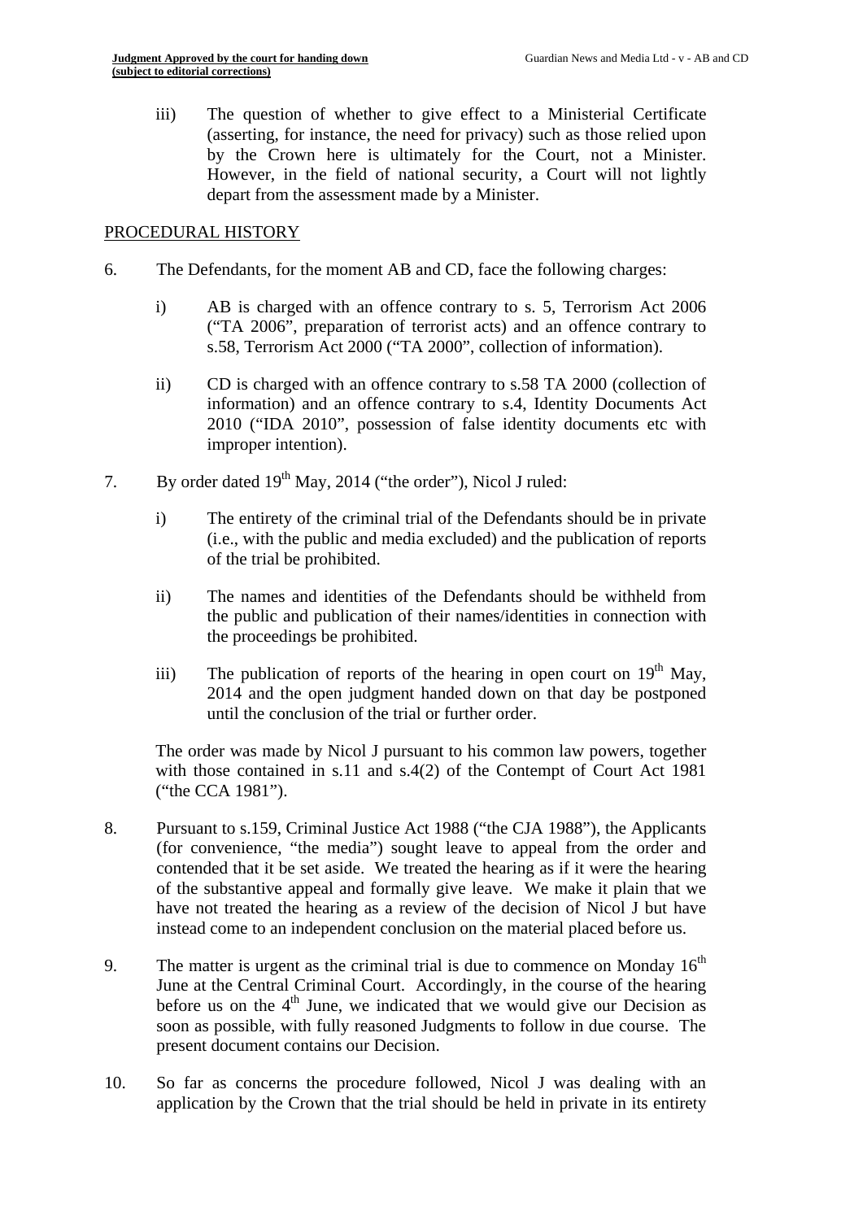iii) The question of whether to give effect to a Ministerial Certificate (asserting, for instance, the need for privacy) such as those relied upon by the Crown here is ultimately for the Court, not a Minister. However, in the field of national security, a Court will not lightly depart from the assessment made by a Minister.

## PROCEDURAL HISTORY

6. The Defendants, for the moment AB and CD, face the following charges:

   i) AB is charged with an offence contrary to s. 5, Terrorism Act 2006 ("TA 2006", preparation of terrorist acts) and an offence contrary to s.58, Terrorism Act 2000 ("TA 2000", collection of information).

   ii) CD is charged with an offence contrary to s.58 TA 2000 (collection of information) and an offence contrary to s.4, Identity Documents Act 2010 ("IDA 2010", possession of false identity documents etc with improper intention).

7. By order dated 19th May, 2014 ("the order"), Nicol J ruled:

   i) The entirety of the criminal trial of the Defendants should be in private (i.e., with the public and media excluded) and the publication of reports of the trial be prohibited.

   ii) The names and identities of the Defendants should be withheld from the public and publication of their names/identities in connection with the proceedings be prohibited.

   iii) The publication of reports of the hearing in open court on 19th May, 2014 and the open judgment handed down on that day be postponed until the conclusion of the trial or further order.

   The order was made by Nicol J pursuant to his common law powers, together with those contained in s.11 and s.4(2) of the Contempt of Court Act 1981 ("the CCA 1981").

8. Pursuant to s.159, Criminal Justice Act 1988 ("the CJA 1988"), the Applicants (for convenience, "the media") sought leave to appeal from the order and contended that it be set aside. We treated the hearing as if it were the hearing of the substantive appeal and formally give leave. We make it plain that we have not treated the hearing as a review of the decision of Nicol J but have instead come to an independent conclusion on the material placed before us.

9. The matter is urgent as the criminal trial is due to commence on Monday 16th June at the Central Criminal Court. Accordingly, in the course of the hearing before us on the 4th June, we indicated that we would give our Decision as soon as possible, with fully reasoned Judgments to follow in due course. The present document contains our Decision.

10. So far as concerns the procedure followed, Nicol J was dealing with an application by the Crown that the trial should be held in private in its entirety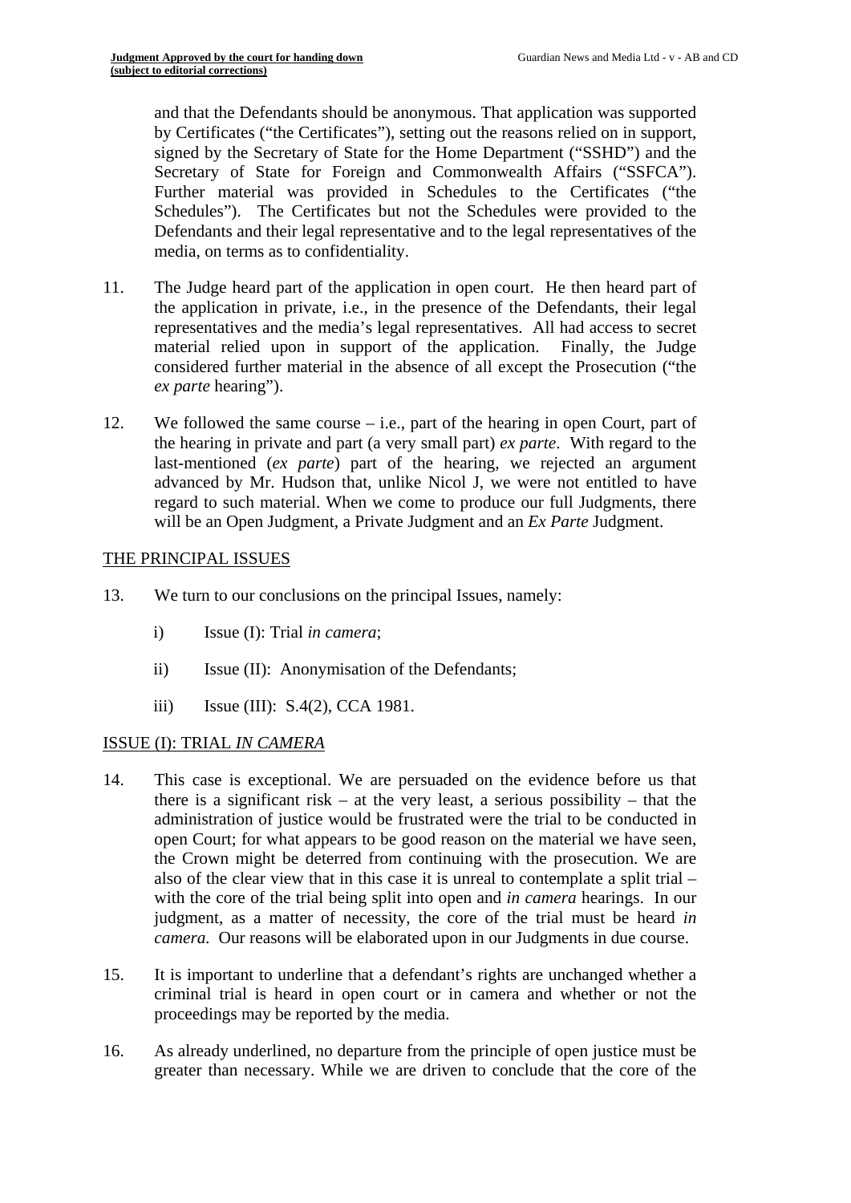and that the Defendants should be anonymous. That application was supported by Certificates ("the Certificates"), setting out the reasons relied on in support, signed by the Secretary of State for the Home Department ("SSHD") and the Secretary of State for Foreign and Commonwealth Affairs ("SSFCA"). Further material was provided in Schedules to the Certificates ("the Schedules"). The Certificates but not the Schedules were provided to the Defendants and their legal representative and to the legal representatives of the media, on terms as to confidentiality.

11. The Judge heard part of the application in open court. He then heard part of the application in private, i.e., in the presence of the Defendants, their legal representatives and the media's legal representatives. All had access to secret material relied upon in support of the application. Finally, the Judge considered further material in the absence of all except the Prosecution ("the *ex parte* hearing").

12. We followed the same course – i.e., part of the hearing in open Court, part of the hearing in private and part (a very small part) *ex parte*. With regard to the last-mentioned (*ex parte*) part of the hearing, we rejected an argument advanced by Mr. Hudson that, unlike Nicol J, we were not entitled to have regard to such material. When we come to produce our full Judgments, there will be an Open Judgment, a Private Judgment and an *Ex Parte* Judgment.

## THE PRINCIPAL ISSUES

13. We turn to our conclusions on the principal Issues, namely:

    i) Issue (I): Trial *in camera*;

    ii) Issue (II): Anonymisation of the Defendants;

    iii) Issue (III): S.4(2), CCA 1981.

## ISSUE (I): TRIAL *IN CAMERA*

14. This case is exceptional. We are persuaded on the evidence before us that there is a significant risk – at the very least, a serious possibility – that the administration of justice would be frustrated were the trial to be conducted in open Court; for what appears to be good reason on the material we have seen, the Crown might be deterred from continuing with the prosecution. We are also of the clear view that in this case it is unreal to contemplate a split trial – with the core of the trial being split into open and *in camera* hearings. In our judgment, as a matter of necessity, the core of the trial must be heard *in camera*. Our reasons will be elaborated upon in our Judgments in due course.

15. It is important to underline that a defendant's rights are unchanged whether a criminal trial is heard in open court or in camera and whether or not the proceedings may be reported by the media.

16. As already underlined, no departure from the principle of open justice must be greater than necessary. While we are driven to conclude that the core of the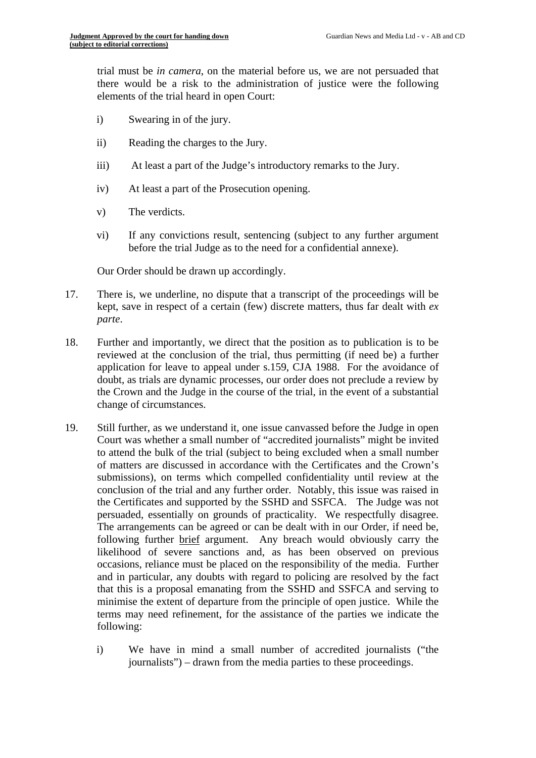trial must be *in camera*, on the material before us, we are not persuaded that there would be a risk to the administration of justice were the following elements of the trial heard in open Court:

i) Swearing in of the jury.

ii) Reading the charges to the Jury.

iii) At least a part of the Judge's introductory remarks to the Jury.

iv) At least a part of the Prosecution opening.

v) The verdicts.

vi) If any convictions result, sentencing (subject to any further argument before the trial Judge as to the need for a confidential annexe).

Our Order should be drawn up accordingly.

17. There is, we underline, no dispute that a transcript of the proceedings will be kept, save in respect of a certain (few) discrete matters, thus far dealt with *ex parte*.

18. Further and importantly, we direct that the position as to publication is to be reviewed at the conclusion of the trial, thus permitting (if need be) a further application for leave to appeal under s.159, CJA 1988. For the avoidance of doubt, as trials are dynamic processes, our order does not preclude a review by the Crown and the Judge in the course of the trial, in the event of a substantial change of circumstances.

19. Still further, as we understand it, one issue canvassed before the Judge in open Court was whether a small number of "accredited journalists" might be invited to attend the bulk of the trial (subject to being excluded when a small number of matters are discussed in accordance with the Certificates and the Crown's submissions), on terms which compelled confidentiality until review at the conclusion of the trial and any further order. Notably, this issue was raised in the Certificates and supported by the SSHD and SSFCA. The Judge was not persuaded, essentially on grounds of practicality. We respectfully disagree. The arrangements can be agreed or can be dealt with in our Order, if need be, following further <u>brief</u> argument. Any breach would obviously carry the likelihood of severe sanctions and, as has been observed on previous occasions, reliance must be placed on the responsibility of the media. Further and in particular, any doubts with regard to policing are resolved by the fact that this is a proposal emanating from the SSHD and SSFCA and serving to minimise the extent of departure from the principle of open justice. While the terms may need refinement, for the assistance of the parties we indicate the following:

i) We have in mind a small number of accredited journalists ("the journalists") – drawn from the media parties to these proceedings.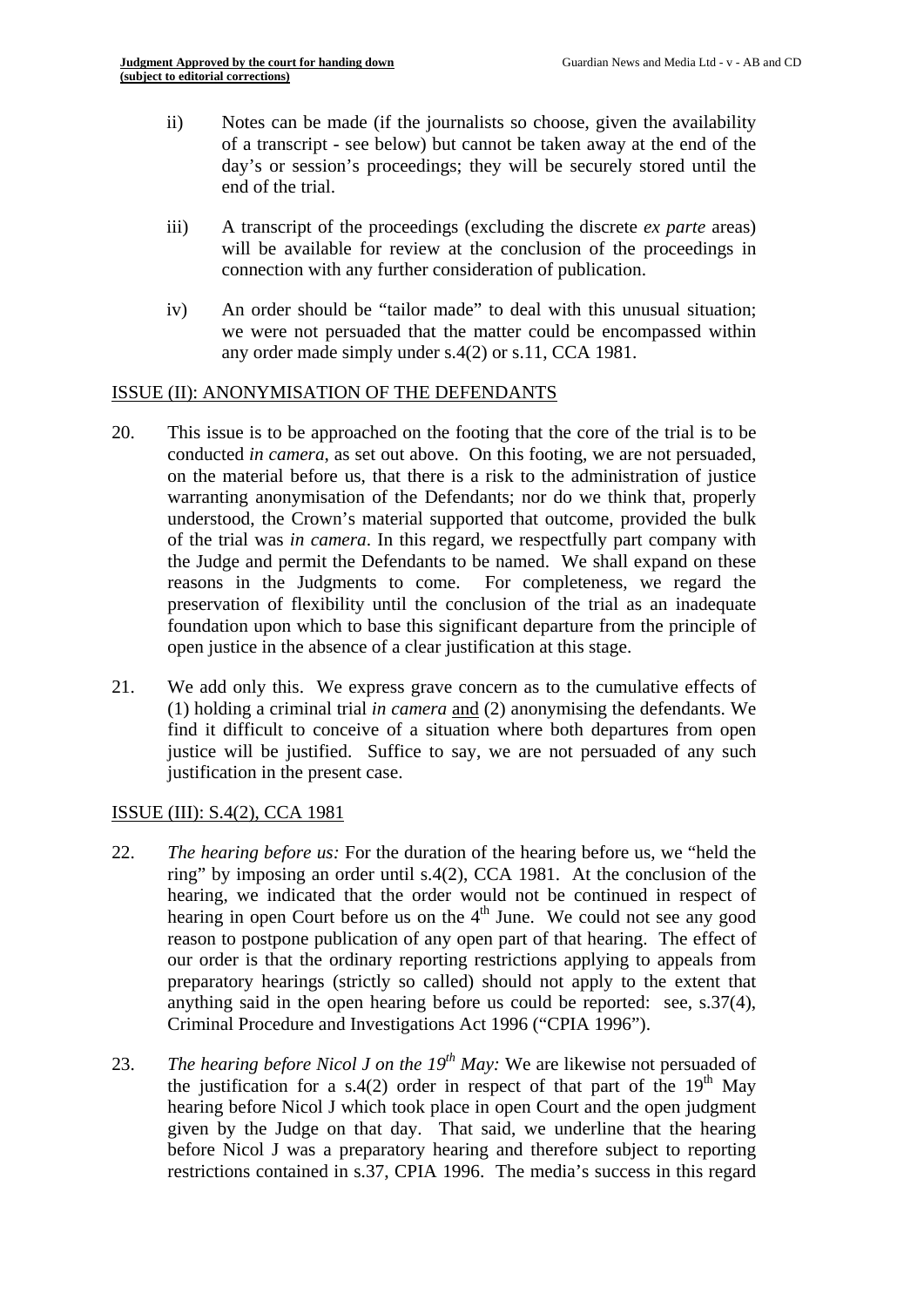ii) Notes can be made (if the journalists so choose, given the availability of a transcript - see below) but cannot be taken away at the end of the day's or session's proceedings; they will be securely stored until the end of the trial.

iii) A transcript of the proceedings (excluding the discrete *ex parte* areas) will be available for review at the conclusion of the proceedings in connection with any further consideration of publication.

iv) An order should be "tailor made" to deal with this unusual situation; we were not persuaded that the matter could be encompassed within any order made simply under s.4(2) or s.11, CCA 1981.

ISSUE (II): ANONYMISATION OF THE DEFENDANTS

20. This issue is to be approached on the footing that the core of the trial is to be conducted *in camera*, as set out above. On this footing, we are not persuaded, on the material before us, that there is a risk to the administration of justice warranting anonymisation of the Defendants; nor do we think that, properly understood, the Crown's material supported that outcome, provided the bulk of the trial was *in camera*. In this regard, we respectfully part company with the Judge and permit the Defendants to be named. We shall expand on these reasons in the Judgments to come. For completeness, we regard the preservation of flexibility until the conclusion of the trial as an inadequate foundation upon which to base this significant departure from the principle of open justice in the absence of a clear justification at this stage.

21. We add only this. We express grave concern as to the cumulative effects of (1) holding a criminal trial *in camera* and (2) anonymising the defendants. We find it difficult to conceive of a situation where both departures from open justice will be justified. Suffice to say, we are not persuaded of any such justification in the present case.

ISSUE (III): S.4(2), CCA 1981

22. *The hearing before us:* For the duration of the hearing before us, we "held the ring" by imposing an order until s.4(2), CCA 1981. At the conclusion of the hearing, we indicated that the order would not be continued in respect of hearing in open Court before us on the 4th June. We could not see any good reason to postpone publication of any open part of that hearing. The effect of our order is that the ordinary reporting restrictions applying to appeals from preparatory hearings (strictly so called) should not apply to the extent that anything said in the open hearing before us could be reported: see, s.37(4), Criminal Procedure and Investigations Act 1996 ("CPIA 1996").

23. *The hearing before Nicol J on the 19th May:* We are likewise not persuaded of the justification for a s.4(2) order in respect of that part of the 19th May hearing before Nicol J which took place in open Court and the open judgment given by the Judge on that day. That said, we underline that the hearing before Nicol J was a preparatory hearing and therefore subject to reporting restrictions contained in s.37, CPIA 1996. The media's success in this regard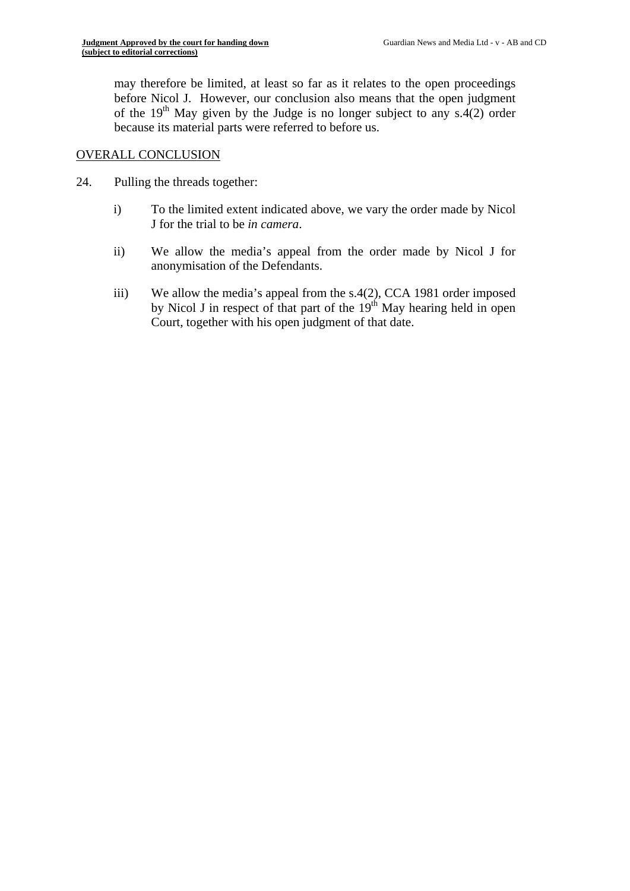may therefore be limited, at least so far as it relates to the open proceedings before Nicol J. However, our conclusion also means that the open judgment of the 19th May given by the Judge is no longer subject to any s.4(2) order because its material parts were referred to before us.

## OVERALL CONCLUSION

24. Pulling the threads together:

   i) To the limited extent indicated above, we vary the order made by Nicol J for the trial to be *in camera*.

   ii) We allow the media's appeal from the order made by Nicol J for anonymisation of the Defendants.

   iii) We allow the media's appeal from the s.4(2), CCA 1981 order imposed by Nicol J in respect of that part of the 19th May hearing held in open Court, together with his open judgment of that date.